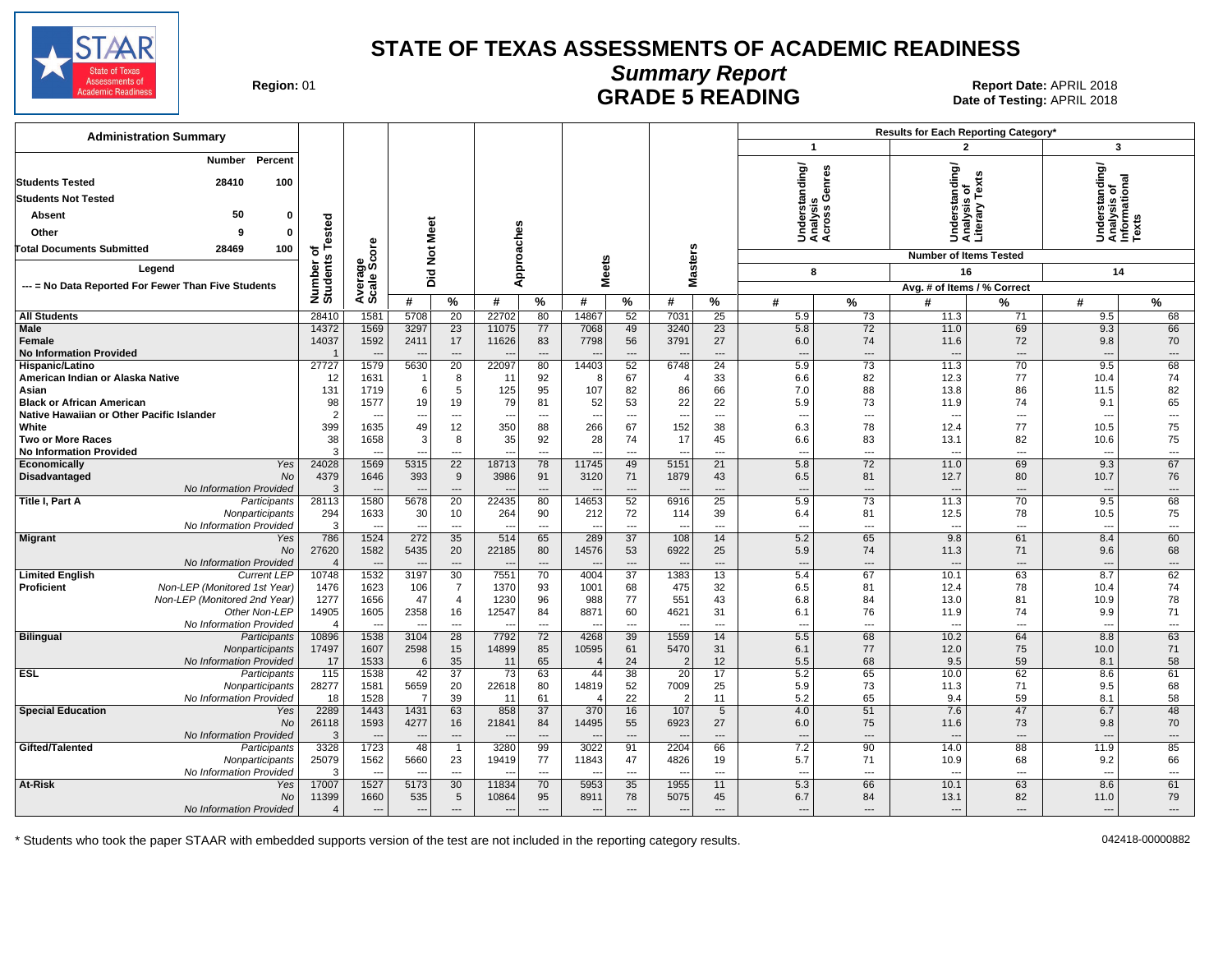# STATE OF TEXAS ASSESSMENTS OF ACADEMIC READINESS

## Summary Report

## GRADE 5 READING

**Region:** 01

**Report Date:** APRIL 2018
**Date of Testing:** APRIL 2018

**Administration Summary**

| | Number | Percent |
|---|---|---|
| **Students Tested** | 28410 | 100 |
| **Students Not Tested** | | |
| Absent | 50 | 0 |
| Other | 9 | 0 |
| **Total Documents Submitted** | 28469 | 100 |

**Legend**

--- = No Data Reported For Fewer Than Five Students

Results for Each Reporting Category*:
1. Understanding/Analysis Across Genres — Number of Items Tested: 8
2. Understanding/Analysis of Literary Texts — Number of Items Tested: 16
3. Understanding/Analysis of Informational Texts — Number of Items Tested: 14

| Group | | Number of Students Tested | Average Scale Score | Did Not Meet # | Did Not Meet % | Approaches # | Approaches % | Meets # | Meets % | Masters # | Masters % | Cat. 1 Avg. # | Cat. 1 % | Cat. 2 Avg. # | Cat. 2 % | Cat. 3 Avg. # | Cat. 3 % |
|---|---|---|---|---|---|---|---|---|---|---|---|---|---|---|---|---|---|
| **All Students** | | 28410 | 1581 | 5708 | 20 | 22702 | 80 | 14867 | 52 | 7031 | 25 | 5.9 | 73 | 11.3 | 71 | 9.5 | 68 |
| **Male** | | 14372 | 1569 | 3297 | 23 | 11075 | 77 | 7068 | 49 | 3240 | 23 | 5.8 | 72 | 11.0 | 69 | 9.3 | 66 |
| **Female** | | 14037 | 1592 | 2411 | 17 | 11626 | 83 | 7798 | 56 | 3791 | 27 | 6.0 | 74 | 11.6 | 72 | 9.8 | 70 |
| **No Information Provided** | | 1 | --- | --- | --- | --- | --- | --- | --- | --- | --- | --- | --- | --- | --- | --- | --- |
| **Hispanic/Latino** | | 27727 | 1579 | 5630 | 20 | 22097 | 80 | 14403 | 52 | 6748 | 24 | 5.9 | 73 | 11.3 | 70 | 9.5 | 68 |
| **American Indian or Alaska Native** | | 12 | 1631 | 1 | 8 | 11 | 92 | 8 | 67 | 4 | 33 | 6.6 | 82 | 12.3 | 77 | 10.4 | 74 |
| **Asian** | | 131 | 1719 | 6 | 5 | 125 | 95 | 107 | 82 | 86 | 66 | 7.0 | 88 | 13.8 | 86 | 11.5 | 82 |
| **Black or African American** | | 98 | 1577 | 19 | 19 | 79 | 81 | 52 | 53 | 22 | 22 | 5.9 | 73 | 11.9 | 74 | 9.1 | 65 |
| **Native Hawaiian or Other Pacific Islander** | | 2 | --- | --- | --- | --- | --- | --- | --- | --- | --- | --- | --- | --- | --- | --- | --- |
| **White** | | 399 | 1635 | 49 | 12 | 350 | 88 | 266 | 67 | 152 | 38 | 6.3 | 78 | 12.4 | 77 | 10.5 | 75 |
| **Two or More Races** | | 38 | 1658 | 3 | 8 | 35 | 92 | 28 | 74 | 17 | 45 | 6.6 | 83 | 13.1 | 82 | 10.6 | 75 |
| **No Information Provided** | | 3 | --- | --- | --- | --- | --- | --- | --- | --- | --- | --- | --- | --- | --- | --- | --- |
| **Economically Disadvantaged** | *Yes* | 24028 | 1569 | 5315 | 22 | 18713 | 78 | 11745 | 49 | 5151 | 21 | 5.8 | 72 | 11.0 | 69 | 9.3 | 67 |
| | *No* | 4379 | 1646 | 393 | 9 | 3986 | 91 | 3120 | 71 | 1879 | 43 | 6.5 | 81 | 12.7 | 80 | 10.7 | 76 |
| | *No Information Provided* | 3 | --- | --- | --- | --- | --- | --- | --- | --- | --- | --- | --- | --- | --- | --- | --- |
| **Title I, Part A** | *Participants* | 28113 | 1580 | 5678 | 20 | 22435 | 80 | 14653 | 52 | 6916 | 25 | 5.9 | 73 | 11.3 | 70 | 9.5 | 68 |
| | *Nonparticipants* | 294 | 1633 | 30 | 10 | 264 | 90 | 212 | 72 | 114 | 39 | 6.4 | 81 | 12.5 | 78 | 10.5 | 75 |
| | *No Information Provided* | 3 | --- | --- | --- | --- | --- | --- | --- | --- | --- | --- | --- | --- | --- | --- | --- |
| **Migrant** | *Yes* | 786 | 1524 | 272 | 35 | 514 | 65 | 289 | 37 | 108 | 14 | 5.2 | 65 | 9.8 | 61 | 8.4 | 60 |
| | *No* | 27620 | 1582 | 5435 | 20 | 22185 | 80 | 14576 | 53 | 6922 | 25 | 5.9 | 74 | 11.3 | 71 | 9.6 | 68 |
| | *No Information Provided* | 4 | --- | --- | --- | --- | --- | --- | --- | --- | --- | --- | --- | --- | --- | --- | --- |
| **Limited English Proficient** | *Current LEP* | 10748 | 1532 | 3197 | 30 | 7551 | 70 | 4004 | 37 | 1383 | 13 | 5.4 | 67 | 10.1 | 63 | 8.7 | 62 |
| | *Non-LEP (Monitored 1st Year)* | 1476 | 1623 | 106 | 7 | 1370 | 93 | 1001 | 68 | 475 | 32 | 6.5 | 81 | 12.4 | 78 | 10.4 | 74 |
| | *Non-LEP (Monitored 2nd Year)* | 1277 | 1656 | 47 | 4 | 1230 | 96 | 988 | 77 | 551 | 43 | 6.8 | 84 | 13.0 | 81 | 10.9 | 78 |
| | *Other Non-LEP* | 14905 | 1605 | 2358 | 16 | 12547 | 84 | 8871 | 60 | 4621 | 31 | 6.1 | 76 | 11.9 | 74 | 9.9 | 71 |
| | *No Information Provided* | 4 | --- | --- | --- | --- | --- | --- | --- | --- | --- | --- | --- | --- | --- | --- | --- |
| **Bilingual** | *Participants* | 10896 | 1538 | 3104 | 28 | 7792 | 72 | 4268 | 39 | 1559 | 14 | 5.5 | 68 | 10.2 | 64 | 8.8 | 63 |
| | *Nonparticipants* | 17497 | 1607 | 2598 | 15 | 14899 | 85 | 10595 | 61 | 5470 | 31 | 6.1 | 77 | 12.0 | 75 | 10.0 | 71 |
| | *No Information Provided* | 17 | 1533 | 6 | 35 | 11 | 65 | 4 | 24 | 2 | 12 | 5.5 | 68 | 9.5 | 59 | 8.1 | 58 |
| **ESL** | *Participants* | 115 | 1538 | 42 | 37 | 73 | 63 | 44 | 38 | 20 | 17 | 5.2 | 65 | 10.0 | 62 | 8.6 | 61 |
| | *Nonparticipants* | 28277 | 1581 | 5659 | 20 | 22618 | 80 | 14819 | 52 | 7009 | 25 | 5.9 | 73 | 11.3 | 71 | 9.5 | 68 |
| | *No Information Provided* | 18 | 1528 | 7 | 39 | 11 | 61 | 4 | 22 | 2 | 11 | 5.2 | 65 | 9.4 | 59 | 8.1 | 58 |
| **Special Education** | *Yes* | 2289 | 1443 | 1431 | 63 | 858 | 37 | 370 | 16 | 107 | 5 | 4.0 | 51 | 7.6 | 47 | 6.7 | 48 |
| | *No* | 26118 | 1593 | 4277 | 16 | 21841 | 84 | 14495 | 55 | 6923 | 27 | 6.0 | 75 | 11.6 | 73 | 9.8 | 70 |
| | *No Information Provided* | 3 | --- | --- | --- | --- | --- | --- | --- | --- | --- | --- | --- | --- | --- | --- | --- |
| **Gifted/Talented** | *Participants* | 3328 | 1723 | 48 | 1 | 3280 | 99 | 3022 | 91 | 2204 | 66 | 7.2 | 90 | 14.0 | 88 | 11.9 | 85 |
| | *Nonparticipants* | 25079 | 1562 | 5660 | 23 | 19419 | 77 | 11843 | 47 | 4826 | 19 | 5.7 | 71 | 10.9 | 68 | 9.2 | 66 |
| | *No Information Provided* | 3 | --- | --- | --- | --- | --- | --- | --- | --- | --- | --- | --- | --- | --- | --- | --- |
| **At-Risk** | *Yes* | 17007 | 1527 | 5173 | 30 | 11834 | 70 | 5953 | 35 | 1955 | 11 | 5.3 | 66 | 10.1 | 63 | 8.6 | 61 |
| | *No* | 11399 | 1660 | 535 | 5 | 10864 | 95 | 8911 | 78 | 5075 | 45 | 6.7 | 84 | 13.1 | 82 | 11.0 | 79 |
| | *No Information Provided* | 4 | --- | --- | --- | --- | --- | --- | --- | --- | --- | --- | --- | --- | --- | --- | --- |

\* Students who took the paper STAAR with embedded supports version of the test are not included in the reporting category results.

042418-00000882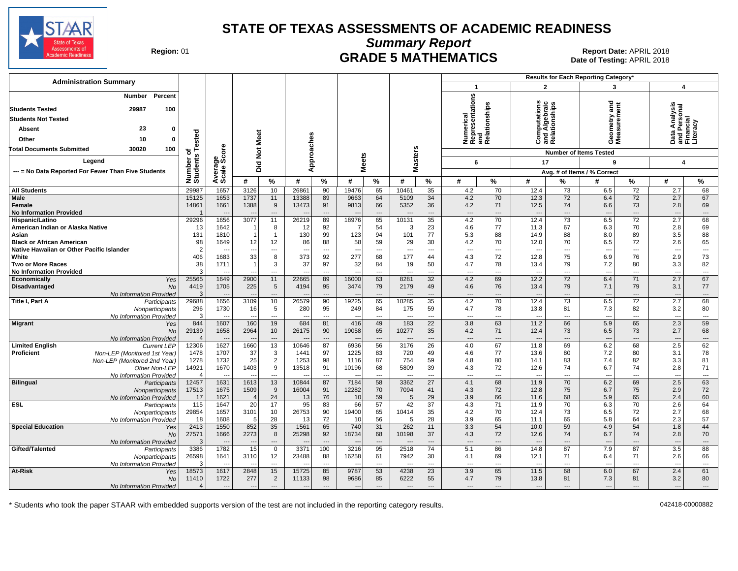# STATE OF TEXAS ASSESSMENTS OF ACADEMIC READINESS

## Summary Report

## GRADE 5 MATHEMATICS

**Region:** 01

**Report Date:** APRIL 2018
**Date of Testing:** APRIL 2018

### Administration Summary

| | Number | Percent |
|---|---|---|
| Students Tested | 29987 | 100 |
| Students Not Tested | | |
| Absent | 23 | 0 |
| Other | 10 | 0 |
| Total Documents Submitted | 30020 | 100 |

Legend

--- = No Data Reported For Fewer Than Five Students

Results for Each Reporting Category*: 1 = Numerical Representations and Relationships (Number of Items Tested: 6); 2 = Computations and Algebraic Relationships (17); 3 = Geometry and Measurement (9); 4 = Data Analysis and Personal Financial Literacy (4). Avg. # of Items / % Correct.

| Group | | Number of Students Tested | Average Scale Score | Did Not Meet # | Did Not Meet % | Approaches # | Approaches % | Meets # | Meets % | Masters # | Masters % | Cat 1 # | Cat 1 % | Cat 2 # | Cat 2 % | Cat 3 # | Cat 3 % | Cat 4 # | Cat 4 % |
|---|---|---|---|---|---|---|---|---|---|---|---|---|---|---|---|---|---|---|---|
| All Students | | 29987 | 1657 | 3126 | 10 | 26861 | 90 | 19476 | 65 | 10461 | 35 | 4.2 | 70 | 12.4 | 73 | 6.5 | 72 | 2.7 | 68 |
| Male | | 15125 | 1653 | 1737 | 11 | 13388 | 89 | 9663 | 64 | 5109 | 34 | 4.2 | 70 | 12.3 | 72 | 6.4 | 72 | 2.7 | 67 |
| Female | | 14861 | 1661 | 1388 | 9 | 13473 | 91 | 9813 | 66 | 5352 | 36 | 4.2 | 71 | 12.5 | 74 | 6.6 | 73 | 2.8 | 69 |
| No Information Provided | | 1 | --- | --- | --- | --- | --- | --- | --- | --- | --- | --- | --- | --- | --- | --- | --- | --- | --- |
| Hispanic/Latino | | 29296 | 1656 | 3077 | 11 | 26219 | 89 | 18976 | 65 | 10131 | 35 | 4.2 | 70 | 12.4 | 73 | 6.5 | 72 | 2.7 | 68 |
| American Indian or Alaska Native | | 13 | 1642 | 1 | 8 | 12 | 92 | 7 | 54 | 3 | 23 | 4.6 | 77 | 11.3 | 67 | 6.3 | 70 | 2.8 | 69 |
| Asian | | 131 | 1810 | 1 | 1 | 130 | 99 | 123 | 94 | 101 | 77 | 5.3 | 88 | 14.9 | 88 | 8.0 | 89 | 3.5 | 88 |
| Black or African American | | 98 | 1649 | 12 | 12 | 86 | 88 | 58 | 59 | 29 | 30 | 4.2 | 70 | 12.0 | 70 | 6.5 | 72 | 2.6 | 65 |
| Native Hawaiian or Other Pacific Islander | | 2 | --- | --- | --- | --- | --- | --- | --- | --- | --- | --- | --- | --- | --- | --- | --- | --- | --- |
| White | | 406 | 1683 | 33 | 8 | 373 | 92 | 277 | 68 | 177 | 44 | 4.3 | 72 | 12.8 | 75 | 6.9 | 76 | 2.9 | 73 |
| Two or More Races | | 38 | 1711 | 1 | 3 | 37 | 97 | 32 | 84 | 19 | 50 | 4.7 | 78 | 13.4 | 79 | 7.2 | 80 | 3.3 | 82 |
| No Information Provided | | 3 | --- | --- | --- | --- | --- | --- | --- | --- | --- | --- | --- | --- | --- | --- | --- | --- | --- |
| Economically Disadvantaged | Yes | 25565 | 1649 | 2900 | 11 | 22665 | 89 | 16000 | 63 | 8281 | 32 | 4.2 | 69 | 12.2 | 72 | 6.4 | 71 | 2.7 | 67 |
| | No | 4419 | 1705 | 225 | 5 | 4194 | 95 | 3474 | 79 | 2179 | 49 | 4.6 | 76 | 13.4 | 79 | 7.1 | 79 | 3.1 | 77 |
| | No Information Provided | 3 | --- | --- | --- | --- | --- | --- | --- | --- | --- | --- | --- | --- | --- | --- | --- | --- | --- |
| Title I, Part A | Participants | 29688 | 1656 | 3109 | 10 | 26579 | 90 | 19225 | 65 | 10285 | 35 | 4.2 | 70 | 12.4 | 73 | 6.5 | 72 | 2.7 | 68 |
| | Nonparticipants | 296 | 1730 | 16 | 5 | 280 | 95 | 249 | 84 | 175 | 59 | 4.7 | 78 | 13.8 | 81 | 7.3 | 82 | 3.2 | 80 |
| | No Information Provided | 3 | --- | --- | --- | --- | --- | --- | --- | --- | --- | --- | --- | --- | --- | --- | --- | --- | --- |
| Migrant | Yes | 844 | 1607 | 160 | 19 | 684 | 81 | 416 | 49 | 183 | 22 | 3.8 | 63 | 11.2 | 66 | 5.9 | 65 | 2.3 | 59 |
| | No | 29139 | 1658 | 2964 | 10 | 26175 | 90 | 19058 | 65 | 10277 | 35 | 4.2 | 71 | 12.4 | 73 | 6.5 | 73 | 2.7 | 68 |
| | No Information Provided | 4 | --- | --- | --- | --- | --- | --- | --- | --- | --- | --- | --- | --- | --- | --- | --- | --- | --- |
| Limited English Proficient | Current LEP | 12306 | 1627 | 1660 | 13 | 10646 | 87 | 6936 | 56 | 3176 | 26 | 4.0 | 67 | 11.8 | 69 | 6.2 | 68 | 2.5 | 62 |
| | Non-LEP (Monitored 1st Year) | 1478 | 1707 | 37 | 3 | 1441 | 97 | 1225 | 83 | 720 | 49 | 4.6 | 77 | 13.6 | 80 | 7.2 | 80 | 3.1 | 78 |
| | Non-LEP (Monitored 2nd Year) | 1278 | 1732 | 25 | 2 | 1253 | 98 | 1116 | 87 | 754 | 59 | 4.8 | 80 | 14.1 | 83 | 7.4 | 82 | 3.3 | 81 |
| | Other Non-LEP | 14921 | 1670 | 1403 | 9 | 13518 | 91 | 10196 | 68 | 5809 | 39 | 4.3 | 72 | 12.6 | 74 | 6.7 | 74 | 2.8 | 71 |
| | No Information Provided | 4 | --- | --- | --- | --- | --- | --- | --- | --- | --- | --- | --- | --- | --- | --- | --- | --- | --- |
| Bilingual | Participants | 12457 | 1631 | 1613 | 13 | 10844 | 87 | 7184 | 58 | 3362 | 27 | 4.1 | 68 | 11.9 | 70 | 6.2 | 69 | 2.5 | 63 |
| | Nonparticipants | 17513 | 1675 | 1509 | 9 | 16004 | 91 | 12282 | 70 | 7094 | 41 | 4.3 | 72 | 12.8 | 75 | 6.7 | 75 | 2.9 | 72 |
| | No Information Provided | 17 | 1621 | 4 | 24 | 13 | 76 | 10 | 59 | 5 | 29 | 3.9 | 66 | 11.6 | 68 | 5.9 | 65 | 2.4 | 60 |
| ESL | Participants | 115 | 1647 | 20 | 17 | 95 | 83 | 66 | 57 | 42 | 37 | 4.3 | 71 | 11.9 | 70 | 6.3 | 70 | 2.6 | 64 |
| | Nonparticipants | 29854 | 1657 | 3101 | 10 | 26753 | 90 | 19400 | 65 | 10414 | 35 | 4.2 | 70 | 12.4 | 73 | 6.5 | 72 | 2.7 | 68 |
| | No Information Provided | 18 | 1608 | 5 | 28 | 13 | 72 | 10 | 56 | 5 | 28 | 3.9 | 65 | 11.1 | 65 | 5.8 | 64 | 2.3 | 57 |
| Special Education | Yes | 2413 | 1550 | 852 | 35 | 1561 | 65 | 740 | 31 | 262 | 11 | 3.3 | 54 | 10.0 | 59 | 4.9 | 54 | 1.8 | 44 |
| | No | 27571 | 1666 | 2273 | 8 | 25298 | 92 | 18734 | 68 | 10198 | 37 | 4.3 | 72 | 12.6 | 74 | 6.7 | 74 | 2.8 | 70 |
| | No Information Provided | 3 | --- | --- | --- | --- | --- | --- | --- | --- | --- | --- | --- | --- | --- | --- | --- | --- | --- |
| Gifted/Talented | Participants | 3386 | 1782 | 15 | 0 | 3371 | 100 | 3216 | 95 | 2518 | 74 | 5.1 | 86 | 14.8 | 87 | 7.9 | 87 | 3.5 | 88 |
| | Nonparticipants | 26598 | 1641 | 3110 | 12 | 23488 | 88 | 16258 | 61 | 7942 | 30 | 4.1 | 69 | 12.1 | 71 | 6.4 | 71 | 2.6 | 66 |
| | No Information Provided | 3 | --- | --- | --- | --- | --- | --- | --- | --- | --- | --- | --- | --- | --- | --- | --- | --- | --- |
| At-Risk | Yes | 18573 | 1617 | 2848 | 15 | 15725 | 85 | 9787 | 53 | 4238 | 23 | 3.9 | 65 | 11.5 | 68 | 6.0 | 67 | 2.4 | 61 |
| | No | 11410 | 1722 | 277 | 2 | 11133 | 98 | 9686 | 85 | 6222 | 55 | 4.7 | 79 | 13.8 | 81 | 7.3 | 81 | 3.2 | 80 |
| | No Information Provided | 4 | --- | --- | --- | --- | --- | --- | --- | --- | --- | --- | --- | --- | --- | --- | --- | --- | --- |

\* Students who took the paper STAAR with embedded supports version of the test are not included in the reporting category results.

042418-00000882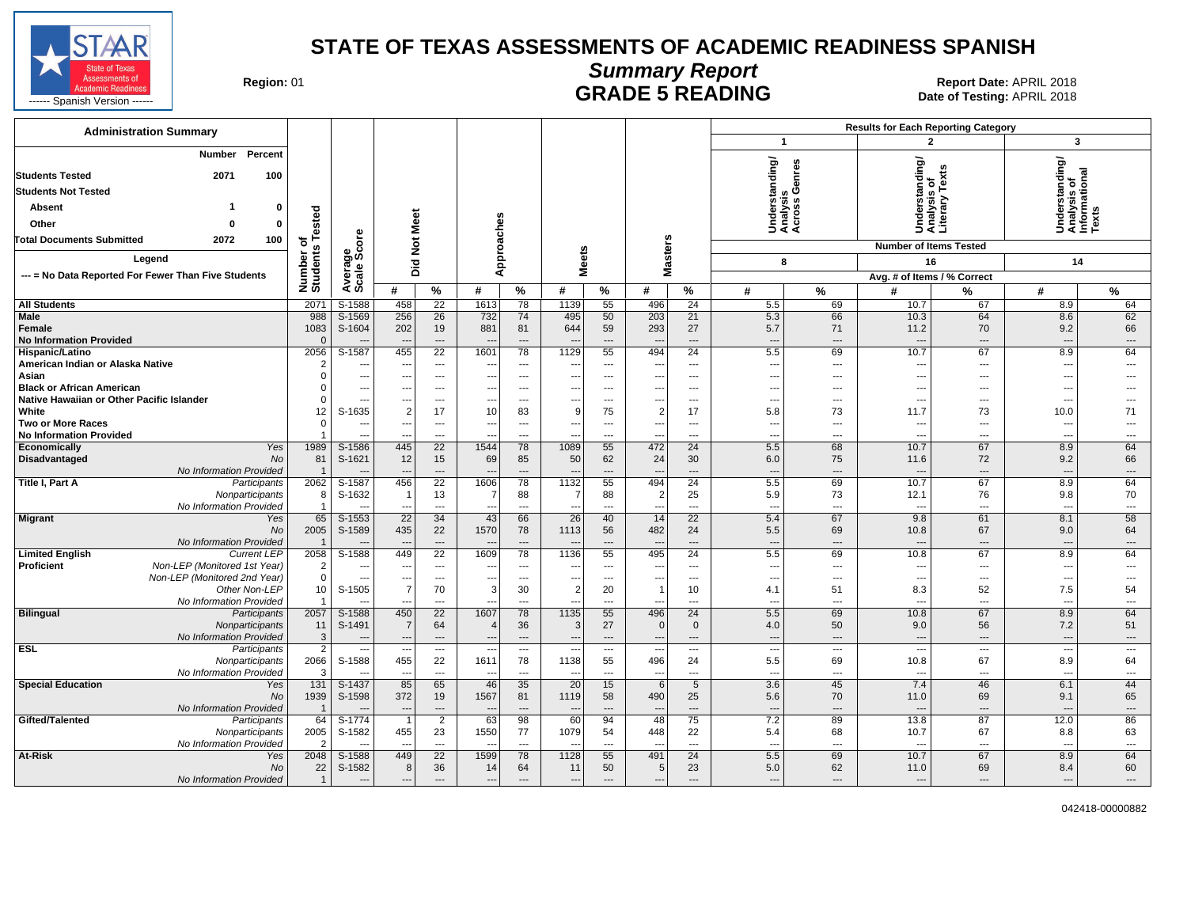# STATE OF TEXAS ASSESSMENTS OF ACADEMIC READINESS SPANISH

## Summary Report

## GRADE 5 READING

STAAR State of Texas Assessments of Academic Readiness ------ Spanish Version ------

**Region:** 01

**Report Date:** APRIL 2018
**Date of Testing:** APRIL 2018

| Administration Summary | Number | Percent |
|---|---|---|
| Students Tested | 2071 | 100 |
| Students Not Tested | | |
| Absent | 1 | 0 |
| Other | 0 | 0 |
| Total Documents Submitted | 2072 | 100 |

Legend
--- = No Data Reported For Fewer Than Five Students

Results for Each Reporting Category: 1 = Understanding/ Analysis Across Genres (Number of Items Tested: 8); 2 = Understanding/ Analysis of Literary Texts (Number of Items Tested: 16); 3 = Understanding/ Analysis of Informational Texts (Number of Items Tested: 14). Avg. # of Items / % Correct.

| Group | | Number of Students Tested | Average Scale Score | Did Not Meet # | Did Not Meet % | Approaches # | Approaches % | Meets # | Meets % | Masters # | Masters % | Cat 1 # | Cat 1 % | Cat 2 # | Cat 2 % | Cat 3 # | Cat 3 % |
|---|---|---|---|---|---|---|---|---|---|---|---|---|---|---|---|---|---|
| All Students | | 2071 | S-1588 | 458 | 22 | 1613 | 78 | 1139 | 55 | 496 | 24 | 5.5 | 69 | 10.7 | 67 | 8.9 | 64 |
| Male | | 988 | S-1569 | 256 | 26 | 732 | 74 | 495 | 50 | 203 | 21 | 5.3 | 66 | 10.3 | 64 | 8.6 | 62 |
| Female | | 1083 | S-1604 | 202 | 19 | 881 | 81 | 644 | 59 | 293 | 27 | 5.7 | 71 | 11.2 | 70 | 9.2 | 66 |
| No Information Provided | | 0 | --- | --- | --- | --- | --- | --- | --- | --- | --- | --- | --- | --- | --- | --- | --- |
| Hispanic/Latino | | 2056 | S-1587 | 455 | 22 | 1601 | 78 | 1129 | 55 | 494 | 24 | 5.5 | 69 | 10.7 | 67 | 8.9 | 64 |
| American Indian or Alaska Native | | 2 | --- | --- | --- | --- | --- | --- | --- | --- | --- | --- | --- | --- | --- | --- | --- |
| Asian | | 0 | --- | --- | --- | --- | --- | --- | --- | --- | --- | --- | --- | --- | --- | --- | --- |
| Black or African American | | 0 | --- | --- | --- | --- | --- | --- | --- | --- | --- | --- | --- | --- | --- | --- | --- |
| Native Hawaiian or Other Pacific Islander | | 0 | --- | --- | --- | --- | --- | --- | --- | --- | --- | --- | --- | --- | --- | --- | --- |
| White | | 12 | S-1635 | 2 | 17 | 10 | 83 | 9 | 75 | 2 | 17 | 5.8 | 73 | 11.7 | 73 | 10.0 | 71 |
| Two or More Races | | 0 | --- | --- | --- | --- | --- | --- | --- | --- | --- | --- | --- | --- | --- | --- | --- |
| No Information Provided | | 1 | --- | --- | --- | --- | --- | --- | --- | --- | --- | --- | --- | --- | --- | --- | --- |
| Economically Disadvantaged | Yes | 1989 | S-1586 | 445 | 22 | 1544 | 78 | 1089 | 55 | 472 | 24 | 5.5 | 68 | 10.7 | 67 | 8.9 | 64 |
| | No | 81 | S-1621 | 12 | 15 | 69 | 85 | 50 | 62 | 24 | 30 | 6.0 | 75 | 11.6 | 72 | 9.2 | 66 |
| | No Information Provided | 1 | --- | --- | --- | --- | --- | --- | --- | --- | --- | --- | --- | --- | --- | --- | --- |
| Title I, Part A | Participants | 2062 | S-1587 | 456 | 22 | 1606 | 78 | 1132 | 55 | 494 | 24 | 5.5 | 69 | 10.7 | 67 | 8.9 | 64 |
| | Nonparticipants | 8 | S-1632 | 1 | 13 | 7 | 88 | 7 | 88 | 2 | 25 | 5.9 | 73 | 12.1 | 76 | 9.8 | 70 |
| | No Information Provided | 1 | --- | --- | --- | --- | --- | --- | --- | --- | --- | --- | --- | --- | --- | --- | --- |
| Migrant | Yes | 65 | S-1553 | 22 | 34 | 43 | 66 | 26 | 40 | 14 | 22 | 5.4 | 67 | 9.8 | 61 | 8.1 | 58 |
| | No | 2005 | S-1589 | 435 | 22 | 1570 | 78 | 1113 | 56 | 482 | 24 | 5.5 | 69 | 10.8 | 67 | 9.0 | 64 |
| | No Information Provided | 1 | --- | --- | --- | --- | --- | --- | --- | --- | --- | --- | --- | --- | --- | --- | --- |
| Limited English Proficient | Current LEP | 2058 | S-1588 | 449 | 22 | 1609 | 78 | 1136 | 55 | 495 | 24 | 5.5 | 69 | 10.8 | 67 | 8.9 | 64 |
| | Non-LEP (Monitored 1st Year) | 2 | --- | --- | --- | --- | --- | --- | --- | --- | --- | --- | --- | --- | --- | --- | --- |
| | Non-LEP (Monitored 2nd Year) | 0 | --- | --- | --- | --- | --- | --- | --- | --- | --- | --- | --- | --- | --- | --- | --- |
| | Other Non-LEP | 10 | S-1505 | 7 | 70 | 3 | 30 | 2 | 20 | 1 | 10 | 4.1 | 51 | 8.3 | 52 | 7.5 | 54 |
| | No Information Provided | 1 | --- | --- | --- | --- | --- | --- | --- | --- | --- | --- | --- | --- | --- | --- | --- |
| Bilingual | Participants | 2057 | S-1588 | 450 | 22 | 1607 | 78 | 1135 | 55 | 496 | 24 | 5.5 | 69 | 10.8 | 67 | 8.9 | 64 |
| | Nonparticipants | 11 | S-1491 | 7 | 64 | 4 | 36 | 3 | 27 | 0 | 0 | 4.0 | 50 | 9.0 | 56 | 7.2 | 51 |
| | No Information Provided | 3 | --- | --- | --- | --- | --- | --- | --- | --- | --- | --- | --- | --- | --- | --- | --- |
| ESL | Participants | 2 | --- | --- | --- | --- | --- | --- | --- | --- | --- | --- | --- | --- | --- | --- | --- |
| | Nonparticipants | 2066 | S-1588 | 455 | 22 | 1611 | 78 | 1138 | 55 | 496 | 24 | 5.5 | 69 | 10.8 | 67 | 8.9 | 64 |
| | No Information Provided | 3 | --- | --- | --- | --- | --- | --- | --- | --- | --- | --- | --- | --- | --- | --- | --- |
| Special Education | Yes | 131 | S-1437 | 85 | 65 | 46 | 35 | 20 | 15 | 6 | 5 | 3.6 | 45 | 7.4 | 46 | 6.1 | 44 |
| | No | 1939 | S-1598 | 372 | 19 | 1567 | 81 | 1119 | 58 | 490 | 25 | 5.6 | 70 | 11.0 | 69 | 9.1 | 65 |
| | No Information Provided | 1 | --- | --- | --- | --- | --- | --- | --- | --- | --- | --- | --- | --- | --- | --- | --- |
| Gifted/Talented | Participants | 64 | S-1774 | 1 | 2 | 63 | 98 | 60 | 94 | 48 | 75 | 7.2 | 89 | 13.8 | 87 | 12.0 | 86 |
| | Nonparticipants | 2005 | S-1582 | 455 | 23 | 1550 | 77 | 1079 | 54 | 448 | 22 | 5.4 | 68 | 10.7 | 67 | 8.8 | 63 |
| | No Information Provided | 2 | --- | --- | --- | --- | --- | --- | --- | --- | --- | --- | --- | --- | --- | --- | --- |
| At-Risk | Yes | 2048 | S-1588 | 449 | 22 | 1599 | 78 | 1128 | 55 | 491 | 24 | 5.5 | 69 | 10.7 | 67 | 8.9 | 64 |
| | No | 22 | S-1582 | 8 | 36 | 14 | 64 | 11 | 50 | 5 | 23 | 5.0 | 62 | 11.0 | 69 | 8.4 | 60 |
| | No Information Provided | 1 | --- | --- | --- | --- | --- | --- | --- | --- | --- | --- | --- | --- | --- | --- | --- |

042418-00000882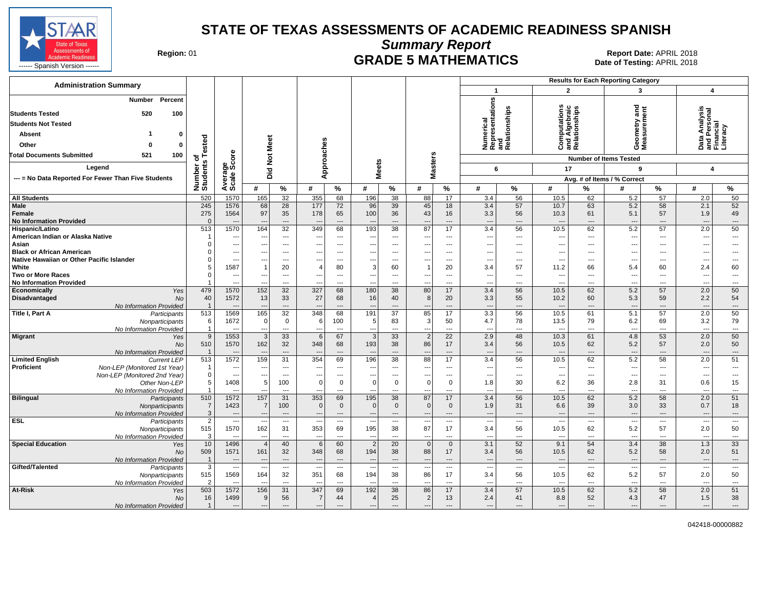# STATE OF TEXAS ASSESSMENTS OF ACADEMIC READINESS SPANISH

## Summary Report

## GRADE 5 MATHEMATICS

Region: 01

Report Date: APRIL 2018
Date of Testing: APRIL 2018

### Administration Summary

| | Number | Percent |
|---|---|---|
| Students Tested | 520 | 100 |
| Students Not Tested | | |
| Absent | 1 | 0 |
| Other | 0 | 0 |
| Total Documents Submitted | 521 | 100 |

Legend

--- = No Data Reported For Fewer Than Five Students

Results for Each Reporting Category:
1. Numerical Representations and Relationships — Number of Items Tested: 6
2. Computations and Algebraic Relationships — Number of Items Tested: 17
3. Geometry and Measurement — Number of Items Tested: 9
4. Data Analysis and Personal Financial Literacy — Number of Items Tested: 4

Avg. # of Items / % Correct

| Group | | Number of Students Tested | Average Scale Score | Did Not Meet # | Did Not Meet % | Approaches # | Approaches % | Meets # | Meets % | Masters # | Masters % | Cat. 1 # | Cat. 1 % | Cat. 2 # | Cat. 2 % | Cat. 3 # | Cat. 3 % | Cat. 4 # | Cat. 4 % |
|---|---|---|---|---|---|---|---|---|---|---|---|---|---|---|---|---|---|---|---|
| All Students | | 520 | 1570 | 165 | 32 | 355 | 68 | 196 | 38 | 88 | 17 | 3.4 | 56 | 10.5 | 62 | 5.2 | 57 | 2.0 | 50 |
| Male | | 245 | 1576 | 68 | 28 | 177 | 72 | 96 | 39 | 45 | 18 | 3.4 | 57 | 10.7 | 63 | 5.2 | 58 | 2.1 | 52 |
| Female | | 275 | 1564 | 97 | 35 | 178 | 65 | 100 | 36 | 43 | 16 | 3.3 | 56 | 10.3 | 61 | 5.1 | 57 | 1.9 | 49 |
| No Information Provided | | 0 | --- | --- | --- | --- | --- | --- | --- | --- | --- | --- | --- | --- | --- | --- | --- | --- | --- |
| Hispanic/Latino | | 513 | 1570 | 164 | 32 | 349 | 68 | 193 | 38 | 87 | 17 | 3.4 | 56 | 10.5 | 62 | 5.2 | 57 | 2.0 | 50 |
| American Indian or Alaska Native | | 1 | --- | --- | --- | --- | --- | --- | --- | --- | --- | --- | --- | --- | --- | --- | --- | --- | --- |
| Asian | | 0 | --- | --- | --- | --- | --- | --- | --- | --- | --- | --- | --- | --- | --- | --- | --- | --- | --- |
| Black or African American | | 0 | --- | --- | --- | --- | --- | --- | --- | --- | --- | --- | --- | --- | --- | --- | --- | --- | --- |
| Native Hawaiian or Other Pacific Islander | | 0 | --- | --- | --- | --- | --- | --- | --- | --- | --- | --- | --- | --- | --- | --- | --- | --- | --- |
| White | | 5 | 1587 | 1 | 20 | 4 | 80 | 3 | 60 | 1 | 20 | 3.4 | 57 | 11.2 | 66 | 5.4 | 60 | 2.4 | 60 |
| Two or More Races | | 0 | --- | --- | --- | --- | --- | --- | --- | --- | --- | --- | --- | --- | --- | --- | --- | --- | --- |
| No Information Provided | | 1 | --- | --- | --- | --- | --- | --- | --- | --- | --- | --- | --- | --- | --- | --- | --- | --- | --- |
| Economically Disadvantaged | Yes | 479 | 1570 | 152 | 32 | 327 | 68 | 180 | 38 | 80 | 17 | 3.4 | 56 | 10.5 | 62 | 5.2 | 57 | 2.0 | 50 |
| | No | 40 | 1572 | 13 | 33 | 27 | 68 | 16 | 40 | 8 | 20 | 3.3 | 55 | 10.2 | 60 | 5.3 | 59 | 2.2 | 54 |
| | No Information Provided | 1 | --- | --- | --- | --- | --- | --- | --- | --- | --- | --- | --- | --- | --- | --- | --- | --- | --- |
| Title I, Part A | Participants | 513 | 1569 | 165 | 32 | 348 | 68 | 191 | 37 | 85 | 17 | 3.3 | 56 | 10.5 | 61 | 5.1 | 57 | 2.0 | 50 |
| | Nonparticipants | 6 | 1672 | 0 | 0 | 6 | 100 | 5 | 83 | 3 | 50 | 4.7 | 78 | 13.5 | 79 | 6.2 | 69 | 3.2 | 79 |
| | No Information Provided | 1 | --- | --- | --- | --- | --- | --- | --- | --- | --- | --- | --- | --- | --- | --- | --- | --- | --- |
| Migrant | Yes | 9 | 1553 | 3 | 33 | 6 | 67 | 3 | 33 | 2 | 22 | 2.9 | 48 | 10.3 | 61 | 4.8 | 53 | 2.0 | 50 |
| | No | 510 | 1570 | 162 | 32 | 348 | 68 | 193 | 38 | 86 | 17 | 3.4 | 56 | 10.5 | 62 | 5.2 | 57 | 2.0 | 50 |
| | No Information Provided | 1 | --- | --- | --- | --- | --- | --- | --- | --- | --- | --- | --- | --- | --- | --- | --- | --- | --- |
| Limited English Proficient | Current LEP | 513 | 1572 | 159 | 31 | 354 | 69 | 196 | 38 | 88 | 17 | 3.4 | 56 | 10.5 | 62 | 5.2 | 58 | 2.0 | 51 |
| | Non-LEP (Monitored 1st Year) | 1 | --- | --- | --- | --- | --- | --- | --- | --- | --- | --- | --- | --- | --- | --- | --- | --- | --- |
| | Non-LEP (Monitored 2nd Year) | 0 | --- | --- | --- | --- | --- | --- | --- | --- | --- | --- | --- | --- | --- | --- | --- | --- | --- |
| | Other Non-LEP | 5 | 1408 | 5 | 100 | 0 | 0 | 0 | 0 | 0 | 0 | 1.8 | 30 | 6.2 | 36 | 2.8 | 31 | 0.6 | 15 |
| | No Information Provided | 1 | --- | --- | --- | --- | --- | --- | --- | --- | --- | --- | --- | --- | --- | --- | --- | --- | --- |
| Bilingual | Participants | 510 | 1572 | 157 | 31 | 353 | 69 | 195 | 38 | 87 | 17 | 3.4 | 56 | 10.5 | 62 | 5.2 | 58 | 2.0 | 51 |
| | Nonparticipants | 7 | 1423 | 7 | 100 | 0 | 0 | 0 | 0 | 0 | 0 | 1.9 | 31 | 6.6 | 39 | 3.0 | 33 | 0.7 | 18 |
| | No Information Provided | 3 | --- | --- | --- | --- | --- | --- | --- | --- | --- | --- | --- | --- | --- | --- | --- | --- | --- |
| ESL | Participants | 2 | --- | --- | --- | --- | --- | --- | --- | --- | --- | --- | --- | --- | --- | --- | --- | --- | --- |
| | Nonparticipants | 515 | 1570 | 162 | 31 | 353 | 69 | 195 | 38 | 87 | 17 | 3.4 | 56 | 10.5 | 62 | 5.2 | 57 | 2.0 | 50 |
| | No Information Provided | 3 | --- | --- | --- | --- | --- | --- | --- | --- | --- | --- | --- | --- | --- | --- | --- | --- | --- |
| Special Education | Yes | 10 | 1496 | 4 | 40 | 6 | 60 | 2 | 20 | 0 | 0 | 3.1 | 52 | 9.1 | 54 | 3.4 | 38 | 1.3 | 33 |
| | No | 509 | 1571 | 161 | 32 | 348 | 68 | 194 | 38 | 88 | 17 | 3.4 | 56 | 10.5 | 62 | 5.2 | 58 | 2.0 | 51 |
| | No Information Provided | 1 | --- | --- | --- | --- | --- | --- | --- | --- | --- | --- | --- | --- | --- | --- | --- | --- | --- |
| Gifted/Talented | Participants | 3 | --- | --- | --- | --- | --- | --- | --- | --- | --- | --- | --- | --- | --- | --- | --- | --- | --- |
| | Nonparticipants | 515 | 1569 | 164 | 32 | 351 | 68 | 194 | 38 | 86 | 17 | 3.4 | 56 | 10.5 | 62 | 5.2 | 57 | 2.0 | 50 |
| | No Information Provided | 2 | --- | --- | --- | --- | --- | --- | --- | --- | --- | --- | --- | --- | --- | --- | --- | --- | --- |
| At-Risk | Yes | 503 | 1572 | 156 | 31 | 347 | 69 | 192 | 38 | 86 | 17 | 3.4 | 57 | 10.5 | 62 | 5.2 | 58 | 2.0 | 51 |
| | No | 16 | 1499 | 9 | 56 | 7 | 44 | 4 | 25 | 2 | 13 | 2.4 | 41 | 8.8 | 52 | 4.3 | 47 | 1.5 | 38 |
| | No Information Provided | 1 | --- | --- | --- | --- | --- | --- | --- | --- | --- | --- | --- | --- | --- | --- | --- | --- | --- |

042418-00000882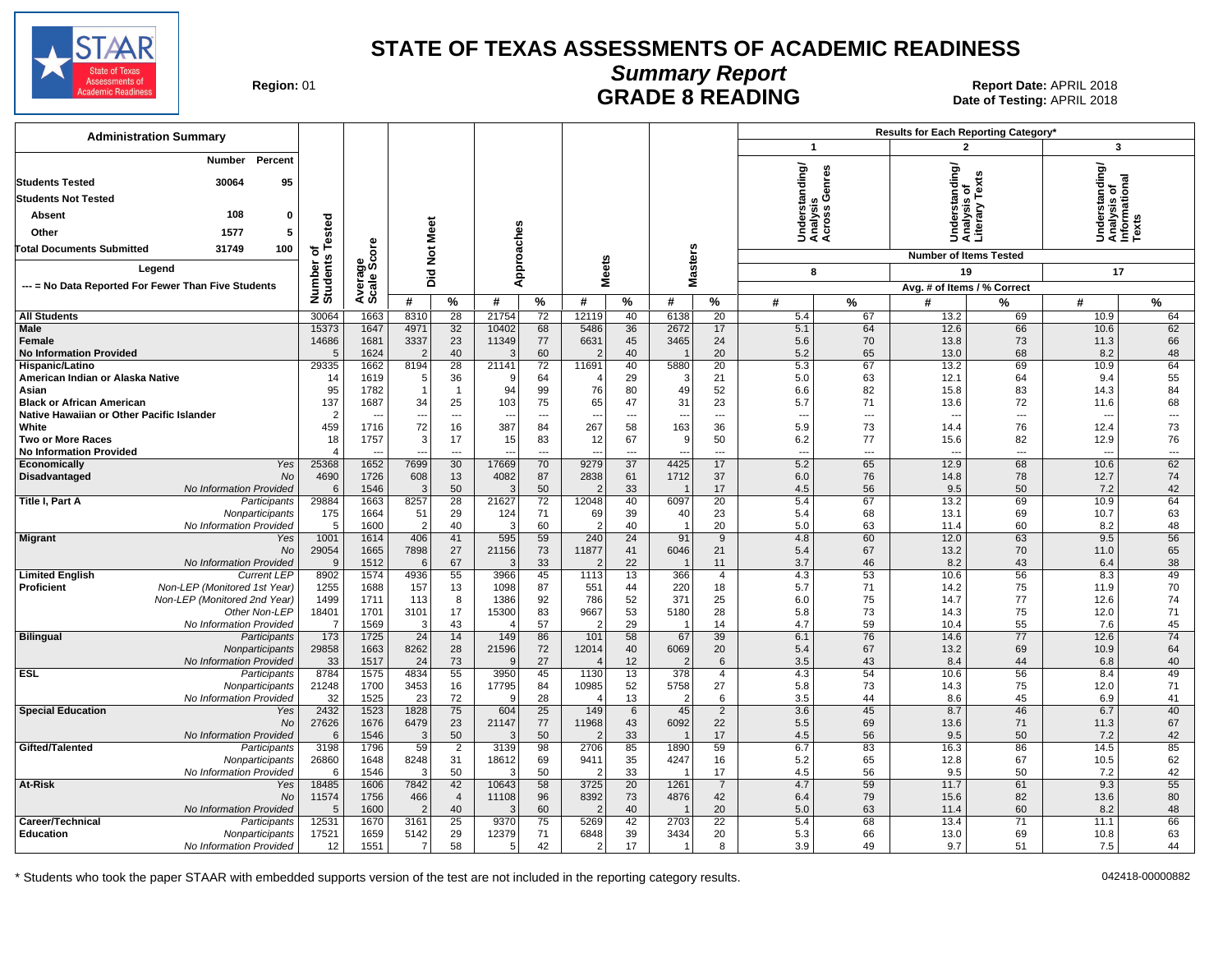# STATE OF TEXAS ASSESSMENTS OF ACADEMIC READINESS

## Summary Report

## GRADE 8 READING

Region: 01

Report Date: APRIL 2018
Date of Testing: APRIL 2018

**Administration Summary**

| | Number | Percent |
|---|---|---|
| Students Tested | 30064 | 95 |
| Students Not Tested | | |
| Absent | 108 | 0 |
| Other | 1577 | 5 |
| Total Documents Submitted | 31749 | 100 |

Legend
--- = No Data Reported For Fewer Than Five Students

Results for Each Reporting Category*: 1 = Understanding/Analysis Across Genres (Number of Items Tested: 8); 2 = Understanding/Analysis of Literary Texts (Number of Items Tested: 19); 3 = Understanding/Analysis of Informational Texts (Number of Items Tested: 17). Avg. # of Items / % Correct.

| Group | Subgroup | Number of Students Tested | Average Scale Score | Did Not Meet # | Did Not Meet % | Approaches # | Approaches % | Meets # | Meets % | Masters # | Masters % | Cat 1 # | Cat 1 % | Cat 2 # | Cat 2 % | Cat 3 # | Cat 3 % |
|---|---|---|---|---|---|---|---|---|---|---|---|---|---|---|---|---|---|
| All Students | | 30064 | 1663 | 8310 | 28 | 21754 | 72 | 12119 | 40 | 6138 | 20 | 5.4 | 67 | 13.2 | 69 | 10.9 | 64 |
| Male | | 15373 | 1647 | 4971 | 32 | 10402 | 68 | 5486 | 36 | 2672 | 17 | 5.1 | 64 | 12.6 | 66 | 10.6 | 62 |
| Female | | 14686 | 1681 | 3337 | 23 | 11349 | 77 | 6631 | 45 | 3465 | 24 | 5.6 | 70 | 13.8 | 73 | 11.3 | 66 |
| No Information Provided | | 5 | 1624 | 2 | 40 | 3 | 60 | 2 | 40 | 1 | 20 | 5.2 | 65 | 13.0 | 68 | 8.2 | 48 |
| Hispanic/Latino | | 29335 | 1662 | 8194 | 28 | 21141 | 72 | 11691 | 40 | 5880 | 20 | 5.3 | 67 | 13.2 | 69 | 10.9 | 64 |
| American Indian or Alaska Native | | 14 | 1619 | 5 | 36 | 9 | 64 | 4 | 29 | 3 | 21 | 5.0 | 63 | 12.1 | 64 | 9.4 | 55 |
| Asian | | 95 | 1782 | 1 | 1 | 94 | 99 | 76 | 80 | 49 | 52 | 6.6 | 82 | 15.8 | 83 | 14.3 | 84 |
| Black or African American | | 137 | 1687 | 34 | 25 | 103 | 75 | 65 | 47 | 31 | 23 | 5.7 | 71 | 13.6 | 72 | 11.6 | 68 |
| Native Hawaiian or Other Pacific Islander | | 2 | --- | --- | --- | --- | --- | --- | --- | --- | --- | --- | --- | --- | --- | --- | --- |
| White | | 459 | 1716 | 72 | 16 | 387 | 84 | 267 | 58 | 163 | 36 | 5.9 | 73 | 14.4 | 76 | 12.4 | 73 |
| Two or More Races | | 18 | 1757 | 3 | 17 | 15 | 83 | 12 | 67 | 9 | 50 | 6.2 | 77 | 15.6 | 82 | 12.9 | 76 |
| No Information Provided | | 4 | --- | --- | --- | --- | --- | --- | --- | --- | --- | --- | --- | --- | --- | --- | --- |
| Economically Disadvantaged | Yes | 25368 | 1652 | 7699 | 30 | 17669 | 70 | 9279 | 37 | 4425 | 17 | 5.2 | 65 | 12.9 | 68 | 10.6 | 62 |
| | No | 4690 | 1726 | 608 | 13 | 4082 | 87 | 2838 | 61 | 1712 | 37 | 6.0 | 76 | 14.8 | 78 | 12.7 | 74 |
| | No Information Provided | 6 | 1546 | 3 | 50 | 3 | 50 | 2 | 33 | 1 | 17 | 4.5 | 56 | 9.5 | 50 | 7.2 | 42 |
| Title I, Part A | Participants | 29884 | 1663 | 8257 | 28 | 21627 | 72 | 12048 | 40 | 6097 | 20 | 5.4 | 67 | 13.2 | 69 | 10.9 | 64 |
| | Nonparticipants | 175 | 1664 | 51 | 29 | 124 | 71 | 69 | 39 | 40 | 23 | 5.4 | 68 | 13.1 | 69 | 10.7 | 63 |
| | No Information Provided | 5 | 1600 | 2 | 40 | 3 | 60 | 2 | 40 | 1 | 20 | 5.0 | 63 | 11.4 | 60 | 8.2 | 48 |
| Migrant | Yes | 1001 | 1614 | 406 | 41 | 595 | 59 | 240 | 24 | 91 | 9 | 4.8 | 60 | 12.0 | 63 | 9.5 | 56 |
| | No | 29054 | 1665 | 7898 | 27 | 21156 | 73 | 11877 | 41 | 6046 | 21 | 5.4 | 67 | 13.2 | 70 | 11.0 | 65 |
| | No Information Provided | 9 | 1512 | 6 | 67 | 3 | 33 | 2 | 22 | 1 | 11 | 3.7 | 46 | 8.2 | 43 | 6.4 | 38 |
| Limited English Proficient | Current LEP | 8902 | 1574 | 4936 | 55 | 3966 | 45 | 1113 | 13 | 366 | 4 | 4.3 | 53 | 10.6 | 56 | 8.3 | 49 |
| | Non-LEP (Monitored 1st Year) | 1255 | 1688 | 157 | 13 | 1098 | 87 | 551 | 44 | 220 | 18 | 5.7 | 71 | 14.2 | 75 | 11.9 | 70 |
| | Non-LEP (Monitored 2nd Year) | 1499 | 1711 | 113 | 8 | 1386 | 92 | 786 | 52 | 371 | 25 | 6.0 | 75 | 14.7 | 77 | 12.6 | 74 |
| | Other Non-LEP | 18401 | 1701 | 3101 | 17 | 15300 | 83 | 9667 | 53 | 5180 | 28 | 5.8 | 73 | 14.3 | 75 | 12.0 | 71 |
| | No Information Provided | 7 | 1569 | 3 | 43 | 4 | 57 | 2 | 29 | 1 | 14 | 4.7 | 59 | 10.4 | 55 | 7.6 | 45 |
| Bilingual | Participants | 173 | 1725 | 24 | 14 | 149 | 86 | 101 | 58 | 67 | 39 | 6.1 | 76 | 14.6 | 77 | 12.6 | 74 |
| | Nonparticipants | 29858 | 1663 | 8262 | 28 | 21596 | 72 | 12014 | 40 | 6069 | 20 | 5.4 | 67 | 13.2 | 69 | 10.9 | 64 |
| | No Information Provided | 33 | 1517 | 24 | 73 | 9 | 27 | 4 | 12 | 2 | 6 | 3.5 | 43 | 8.4 | 44 | 6.8 | 40 |
| ESL | Participants | 8784 | 1575 | 4834 | 55 | 3950 | 45 | 1130 | 13 | 378 | 4 | 4.3 | 54 | 10.6 | 56 | 8.4 | 49 |
| | Nonparticipants | 21248 | 1700 | 3453 | 16 | 17795 | 84 | 10985 | 52 | 5758 | 27 | 5.8 | 73 | 14.3 | 75 | 12.0 | 71 |
| | No Information Provided | 32 | 1525 | 23 | 72 | 9 | 28 | 4 | 13 | 2 | 6 | 3.5 | 44 | 8.6 | 45 | 6.9 | 41 |
| Special Education | Yes | 2432 | 1523 | 1828 | 75 | 604 | 25 | 149 | 6 | 45 | 2 | 3.6 | 45 | 8.7 | 46 | 6.7 | 40 |
| | No | 27626 | 1676 | 6479 | 23 | 21147 | 77 | 11968 | 43 | 6092 | 22 | 5.5 | 69 | 13.6 | 71 | 11.3 | 67 |
| | No Information Provided | 6 | 1546 | 3 | 50 | 3 | 50 | 2 | 33 | 1 | 17 | 4.5 | 56 | 9.5 | 50 | 7.2 | 42 |
| Gifted/Talented | Participants | 3198 | 1796 | 59 | 2 | 3139 | 98 | 2706 | 85 | 1890 | 59 | 6.7 | 83 | 16.3 | 86 | 14.5 | 85 |
| | Nonparticipants | 26860 | 1648 | 8248 | 31 | 18612 | 69 | 9411 | 35 | 4247 | 16 | 5.2 | 65 | 12.8 | 67 | 10.5 | 62 |
| | No Information Provided | 6 | 1546 | 3 | 50 | 3 | 50 | 2 | 33 | 1 | 17 | 4.5 | 56 | 9.5 | 50 | 7.2 | 42 |
| At-Risk | Yes | 18485 | 1606 | 7842 | 42 | 10643 | 58 | 3725 | 20 | 1261 | 7 | 4.7 | 59 | 11.7 | 61 | 9.3 | 55 |
| | No | 11574 | 1756 | 466 | 4 | 11108 | 96 | 8392 | 73 | 4876 | 42 | 6.4 | 79 | 15.6 | 82 | 13.6 | 80 |
| | No Information Provided | 5 | 1600 | 2 | 40 | 3 | 60 | 2 | 40 | 1 | 20 | 5.0 | 63 | 11.4 | 60 | 8.2 | 48 |
| Career/Technical Education | Participants | 12531 | 1670 | 3161 | 25 | 9370 | 75 | 5269 | 42 | 2703 | 22 | 5.4 | 68 | 13.4 | 71 | 11.1 | 66 |
| | Nonparticipants | 17521 | 1659 | 5142 | 29 | 12379 | 71 | 6848 | 39 | 3434 | 20 | 5.3 | 66 | 13.0 | 69 | 10.8 | 63 |
| | No Information Provided | 12 | 1551 | 7 | 58 | 5 | 42 | 2 | 17 | 1 | 8 | 3.9 | 49 | 9.7 | 51 | 7.5 | 44 |

\* Students who took the paper STAAR with embedded supports version of the test are not included in the reporting category results.

042418-00000882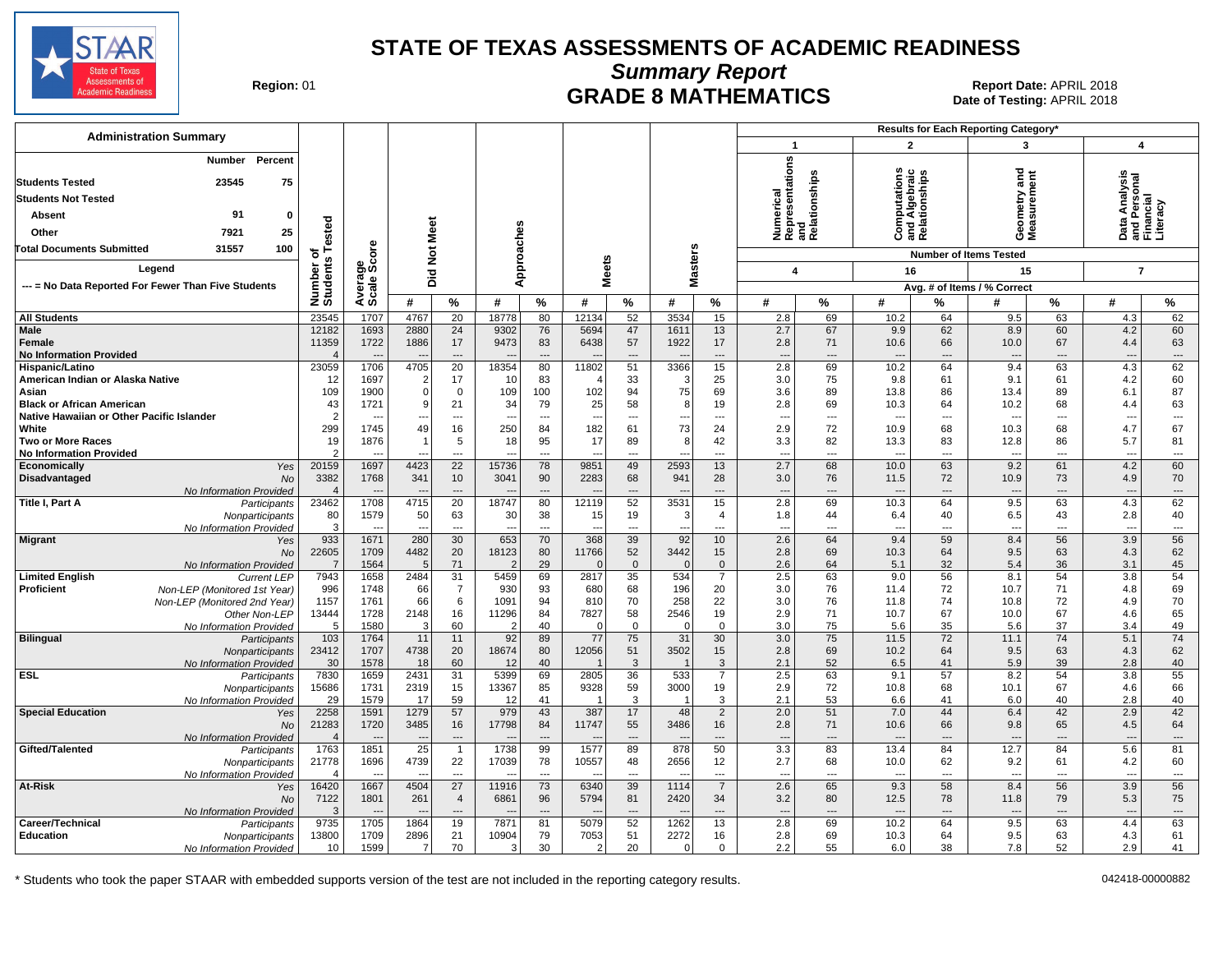# STATE OF TEXAS ASSESSMENTS OF ACADEMIC READINESS

## Summary Report

## GRADE 8 MATHEMATICS

Region: 01

Report Date: APRIL 2018

Date of Testing: APRIL 2018

**Administration Summary**

| | Number | Percent |
|---|---|---|
| Students Tested | 23545 | 75 |
| Students Not Tested | | |
| Absent | 91 | 0 |
| Other | 7921 | 25 |
| Total Documents Submitted | 31557 | 100 |

Legend

--- = No Data Reported For Fewer Than Five Students

Results for Each Reporting Category*: 1 = Numerical Representations and Relationships (Number of Items Tested: 4); 2 = Computations and Algebraic Relationships (16); 3 = Geometry and Measurement (15); 4 = Data Analysis and Personal Financial Literacy (7). Reporting category values are Avg. # of Items / % Correct.

| Group | | Number of Students Tested | Average Scale Score | Did Not Meet # | Did Not Meet % | Approaches # | Approaches % | Meets # | Meets % | Masters # | Masters % | Cat 1 # | Cat 1 % | Cat 2 # | Cat 2 % | Cat 3 # | Cat 3 % | Cat 4 # | Cat 4 % |
|---|---|---|---|---|---|---|---|---|---|---|---|---|---|---|---|---|---|---|---|
| All Students | | 23545 | 1707 | 4767 | 20 | 18778 | 80 | 12134 | 52 | 3534 | 15 | 2.8 | 69 | 10.2 | 64 | 9.5 | 63 | 4.3 | 62 |
| Male | | 12182 | 1693 | 2880 | 24 | 9302 | 76 | 5694 | 47 | 1611 | 13 | 2.7 | 67 | 9.9 | 62 | 8.9 | 60 | 4.2 | 60 |
| Female | | 11359 | 1722 | 1886 | 17 | 9473 | 83 | 6438 | 57 | 1922 | 17 | 2.8 | 71 | 10.6 | 66 | 10.0 | 67 | 4.4 | 63 |
| No Information Provided | | 4 | --- | --- | --- | --- | --- | --- | --- | --- | --- | --- | --- | --- | --- | --- | --- | --- | --- |
| Hispanic/Latino | | 23059 | 1706 | 4705 | 20 | 18354 | 80 | 11802 | 51 | 3366 | 15 | 2.8 | 69 | 10.2 | 64 | 9.4 | 63 | 4.3 | 62 |
| American Indian or Alaska Native | | 12 | 1697 | 2 | 17 | 10 | 83 | 4 | 33 | 3 | 25 | 3.0 | 75 | 9.8 | 61 | 9.1 | 61 | 4.2 | 60 |
| Asian | | 109 | 1900 | 0 | 0 | 109 | 100 | 102 | 94 | 75 | 69 | 3.6 | 89 | 13.8 | 86 | 13.4 | 89 | 6.1 | 87 |
| Black or African American | | 43 | 1721 | 9 | 21 | 34 | 79 | 25 | 58 | 8 | 19 | 2.8 | 69 | 10.3 | 64 | 10.2 | 68 | 4.4 | 63 |
| Native Hawaiian or Other Pacific Islander | | 2 | --- | --- | --- | --- | --- | --- | --- | --- | --- | --- | --- | --- | --- | --- | --- | --- | --- |
| White | | 299 | 1745 | 49 | 16 | 250 | 84 | 182 | 61 | 73 | 24 | 2.9 | 72 | 10.9 | 68 | 10.3 | 68 | 4.7 | 67 |
| Two or More Races | | 19 | 1876 | 1 | 5 | 18 | 95 | 17 | 89 | 8 | 42 | 3.3 | 82 | 13.3 | 83 | 12.8 | 86 | 5.7 | 81 |
| No Information Provided | | 2 | --- | --- | --- | --- | --- | --- | --- | --- | --- | --- | --- | --- | --- | --- | --- | --- | --- |
| Economically Disadvantaged | Yes | 20159 | 1697 | 4423 | 22 | 15736 | 78 | 9851 | 49 | 2593 | 13 | 2.7 | 68 | 10.0 | 63 | 9.2 | 61 | 4.2 | 60 |
| | No | 3382 | 1768 | 341 | 10 | 3041 | 90 | 2283 | 68 | 941 | 28 | 3.0 | 76 | 11.5 | 72 | 10.9 | 73 | 4.9 | 70 |
| | No Information Provided | 4 | --- | --- | --- | --- | --- | --- | --- | --- | --- | --- | --- | --- | --- | --- | --- | --- | --- |
| Title I, Part A | Participants | 23462 | 1708 | 4715 | 20 | 18747 | 80 | 12119 | 52 | 3531 | 15 | 2.8 | 69 | 10.3 | 64 | 9.5 | 63 | 4.3 | 62 |
| | Nonparticipants | 80 | 1579 | 50 | 63 | 30 | 38 | 15 | 19 | 3 | 4 | 1.8 | 44 | 6.4 | 40 | 6.5 | 43 | 2.8 | 40 |
| | No Information Provided | 3 | --- | --- | --- | --- | --- | --- | --- | --- | --- | --- | --- | --- | --- | --- | --- | --- | --- |
| Migrant | Yes | 933 | 1671 | 280 | 30 | 653 | 70 | 368 | 39 | 92 | 10 | 2.6 | 64 | 9.4 | 59 | 8.4 | 56 | 3.9 | 56 |
| | No | 22605 | 1709 | 4482 | 20 | 18123 | 80 | 11766 | 52 | 3442 | 15 | 2.8 | 69 | 10.3 | 64 | 9.5 | 63 | 4.3 | 62 |
| | No Information Provided | 7 | 1564 | 5 | 71 | 2 | 29 | 0 | 0 | 0 | 0 | 2.6 | 64 | 5.1 | 32 | 5.4 | 36 | 3.1 | 45 |
| Limited English Proficient | Current LEP | 7943 | 1658 | 2484 | 31 | 5459 | 69 | 2817 | 35 | 534 | 7 | 2.5 | 63 | 9.0 | 56 | 8.1 | 54 | 3.8 | 54 |
| | Non-LEP (Monitored 1st Year) | 996 | 1748 | 66 | 7 | 930 | 93 | 680 | 68 | 196 | 20 | 3.0 | 76 | 11.4 | 72 | 10.7 | 71 | 4.8 | 69 |
| | Non-LEP (Monitored 2nd Year) | 1157 | 1761 | 66 | 6 | 1091 | 94 | 810 | 70 | 258 | 22 | 3.0 | 76 | 11.8 | 74 | 10.8 | 72 | 4.9 | 70 |
| | Other Non-LEP | 13444 | 1728 | 2148 | 16 | 11296 | 84 | 7827 | 58 | 2546 | 19 | 2.9 | 71 | 10.7 | 67 | 10.0 | 67 | 4.6 | 65 |
| | No Information Provided | 5 | 1580 | 3 | 60 | 2 | 40 | 0 | 0 | 0 | 0 | 3.0 | 75 | 5.6 | 35 | 5.6 | 37 | 3.4 | 49 |
| Bilingual | Participants | 103 | 1764 | 11 | 11 | 92 | 89 | 77 | 75 | 31 | 30 | 3.0 | 75 | 11.5 | 72 | 11.1 | 74 | 5.1 | 74 |
| | Nonparticipants | 23412 | 1707 | 4738 | 20 | 18674 | 80 | 12056 | 51 | 3502 | 15 | 2.8 | 69 | 10.2 | 64 | 9.5 | 63 | 4.3 | 62 |
| | No Information Provided | 30 | 1578 | 18 | 60 | 12 | 40 | 1 | 3 | 1 | 3 | 2.1 | 52 | 6.5 | 41 | 5.9 | 39 | 2.8 | 40 |
| ESL | Participants | 7830 | 1659 | 2431 | 31 | 5399 | 69 | 2805 | 36 | 533 | 7 | 2.5 | 63 | 9.1 | 57 | 8.2 | 54 | 3.8 | 55 |
| | Nonparticipants | 15686 | 1731 | 2319 | 15 | 13367 | 85 | 9328 | 59 | 3000 | 19 | 2.9 | 72 | 10.8 | 68 | 10.1 | 67 | 4.6 | 66 |
| | No Information Provided | 29 | 1579 | 17 | 59 | 12 | 41 | 1 | 3 | 1 | 3 | 2.1 | 53 | 6.6 | 41 | 6.0 | 40 | 2.8 | 40 |
| Special Education | Yes | 2258 | 1591 | 1279 | 57 | 979 | 43 | 387 | 17 | 48 | 2 | 2.0 | 51 | 7.0 | 44 | 6.4 | 42 | 2.9 | 42 |
| | No | 21283 | 1720 | 3485 | 16 | 17798 | 84 | 11747 | 55 | 3486 | 16 | 2.8 | 71 | 10.6 | 66 | 9.8 | 65 | 4.5 | 64 |
| | No Information Provided | 4 | --- | --- | --- | --- | --- | --- | --- | --- | --- | --- | --- | --- | --- | --- | --- | --- | --- |
| Gifted/Talented | Participants | 1763 | 1851 | 25 | 1 | 1738 | 99 | 1577 | 89 | 878 | 50 | 3.3 | 83 | 13.4 | 84 | 12.7 | 84 | 5.6 | 81 |
| | Nonparticipants | 21778 | 1696 | 4739 | 22 | 17039 | 78 | 10557 | 48 | 2656 | 12 | 2.7 | 68 | 10.0 | 62 | 9.2 | 61 | 4.2 | 60 |
| | No Information Provided | 4 | --- | --- | --- | --- | --- | --- | --- | --- | --- | --- | --- | --- | --- | --- | --- | --- | --- |
| At-Risk | Yes | 16420 | 1667 | 4504 | 27 | 11916 | 73 | 6340 | 39 | 1114 | 7 | 2.6 | 65 | 9.3 | 58 | 8.4 | 56 | 3.9 | 56 |
| | No | 7122 | 1801 | 261 | 4 | 6861 | 96 | 5794 | 81 | 2420 | 34 | 3.2 | 80 | 12.5 | 78 | 11.8 | 79 | 5.3 | 75 |
| | No Information Provided | 3 | --- | --- | --- | --- | --- | --- | --- | --- | --- | --- | --- | --- | --- | --- | --- | --- | --- |
| Career/Technical Education | Participants | 9735 | 1705 | 1864 | 19 | 7871 | 81 | 5079 | 52 | 1262 | 13 | 2.8 | 69 | 10.2 | 64 | 9.5 | 63 | 4.4 | 63 |
| | Nonparticipants | 13800 | 1709 | 2896 | 21 | 10904 | 79 | 7053 | 51 | 2272 | 16 | 2.8 | 69 | 10.3 | 64 | 9.5 | 63 | 4.3 | 61 |
| | No Information Provided | 10 | 1599 | 7 | 70 | 3 | 30 | 2 | 20 | 0 | 0 | 2.2 | 55 | 6.0 | 38 | 7.8 | 52 | 2.9 | 41 |

* Students who took the paper STAAR with embedded supports version of the test are not included in the reporting category results.

042418-00000882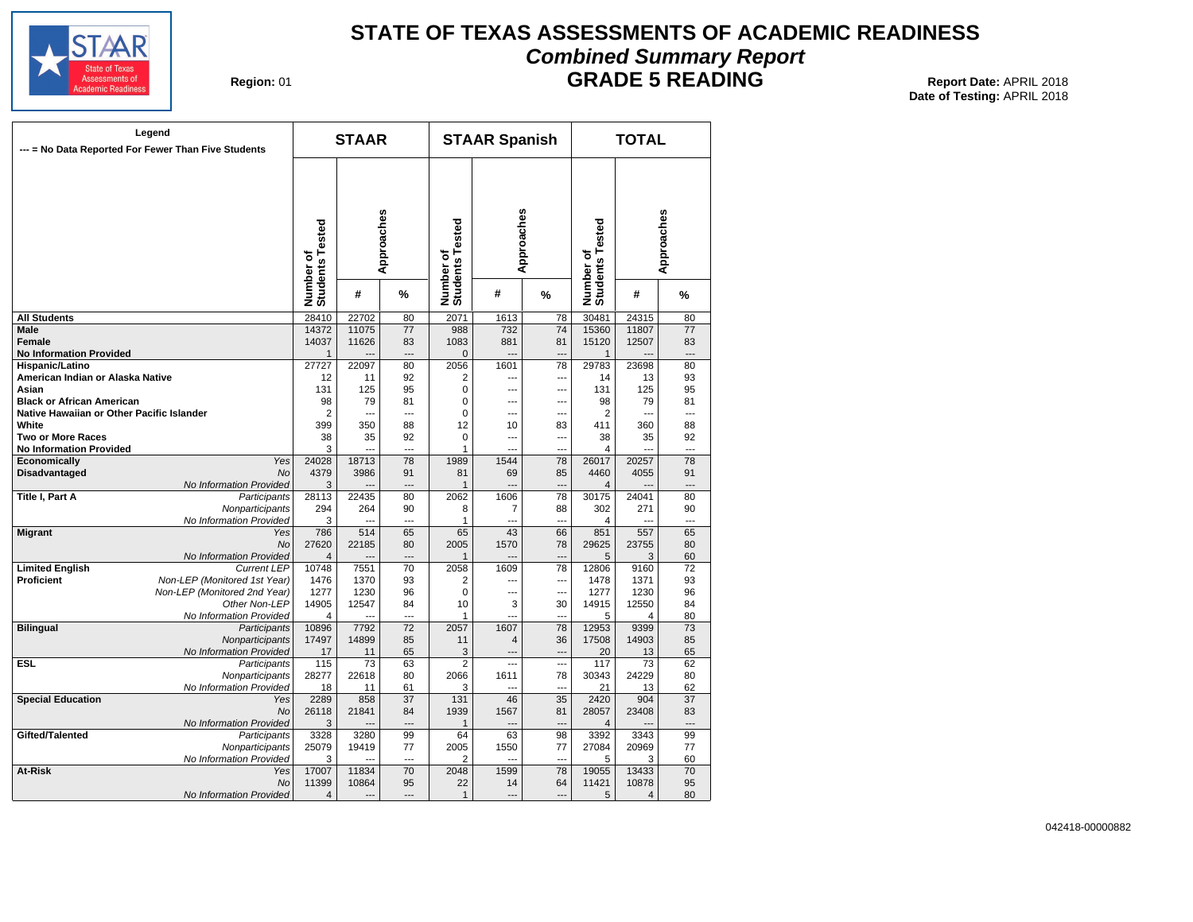# STATE OF TEXAS ASSESSMENTS OF ACADEMIC READINESS

## *Combined Summary Report*

## GRADE 5 READING

**Region:** 01

**Report Date:** APRIL 2018
**Date of Testing:** APRIL 2018

| Legend<br>--- = No Data Reported For Fewer Than Five Students | | STAAR | | | STAAR Spanish | | | TOTAL | | |
|---|---|---|---|---|---|---|---|---|---|---|
| | | Number of Students Tested | Approaches # | Approaches % | Number of Students Tested | Approaches # | Approaches % | Number of Students Tested | Approaches # | Approaches % |
| **All Students** | | 28410 | 22702 | 80 | 2071 | 1613 | 78 | 30481 | 24315 | 80 |
| **Male** | | 14372 | 11075 | 77 | 988 | 732 | 74 | 15360 | 11807 | 77 |
| **Female** | | 14037 | 11626 | 83 | 1083 | 881 | 81 | 15120 | 12507 | 83 |
| **No Information Provided** | | 1 | --- | --- | 0 | --- | --- | 1 | --- | --- |
| **Hispanic/Latino** | | 27727 | 22097 | 80 | 2056 | 1601 | 78 | 29783 | 23698 | 80 |
| **American Indian or Alaska Native** | | 12 | 11 | 92 | 2 | --- | --- | 14 | 13 | 93 |
| **Asian** | | 131 | 125 | 95 | 0 | --- | --- | 131 | 125 | 95 |
| **Black or African American** | | 98 | 79 | 81 | 0 | --- | --- | 98 | 79 | 81 |
| **Native Hawaiian or Other Pacific Islander** | | 2 | --- | --- | 0 | --- | --- | 2 | --- | --- |
| **White** | | 399 | 350 | 88 | 12 | 10 | 83 | 411 | 360 | 88 |
| **Two or More Races** | | 38 | 35 | 92 | 0 | --- | --- | 38 | 35 | 92 |
| **No Information Provided** | | 3 | --- | --- | 1 | --- | --- | 4 | --- | --- |
| **Economically Disadvantaged** | *Yes* | 24028 | 18713 | 78 | 1989 | 1544 | 78 | 26017 | 20257 | 78 |
| | *No* | 4379 | 3986 | 91 | 81 | 69 | 85 | 4460 | 4055 | 91 |
| | *No Information Provided* | 3 | --- | --- | 1 | --- | --- | 4 | --- | --- |
| **Title I, Part A** | *Participants* | 28113 | 22435 | 80 | 2062 | 1606 | 78 | 30175 | 24041 | 80 |
| | *Nonparticipants* | 294 | 264 | 90 | 8 | 7 | 88 | 302 | 271 | 90 |
| | *No Information Provided* | 3 | --- | --- | 1 | --- | --- | 4 | --- | --- |
| **Migrant** | *Yes* | 786 | 514 | 65 | 65 | 43 | 66 | 851 | 557 | 65 |
| | *No* | 27620 | 22185 | 80 | 2005 | 1570 | 78 | 29625 | 23755 | 80 |
| | *No Information Provided* | 4 | --- | --- | 1 | --- | --- | 5 | 3 | 60 |
| **Limited English Proficient** | *Current LEP* | 10748 | 7551 | 70 | 2058 | 1609 | 78 | 12806 | 9160 | 72 |
| | *Non-LEP (Monitored 1st Year)* | 1476 | 1370 | 93 | 2 | --- | --- | 1478 | 1371 | 93 |
| | *Non-LEP (Monitored 2nd Year)* | 1277 | 1230 | 96 | 0 | --- | --- | 1277 | 1230 | 96 |
| | *Other Non-LEP* | 14905 | 12547 | 84 | 10 | 3 | 30 | 14915 | 12550 | 84 |
| | *No Information Provided* | 4 | --- | --- | 1 | --- | --- | 5 | 4 | 80 |
| **Bilingual** | *Participants* | 10896 | 7792 | 72 | 2057 | 1607 | 78 | 12953 | 9399 | 73 |
| | *Nonparticipants* | 17497 | 14899 | 85 | 11 | 4 | 36 | 17508 | 14903 | 85 |
| | *No Information Provided* | 17 | 11 | 65 | 3 | --- | --- | 20 | 13 | 65 |
| **ESL** | *Participants* | 115 | 73 | 63 | 2 | --- | --- | 117 | 73 | 62 |
| | *Nonparticipants* | 28277 | 22618 | 80 | 2066 | 1611 | 78 | 30343 | 24229 | 80 |
| | *No Information Provided* | 18 | 11 | 61 | 3 | --- | --- | 21 | 13 | 62 |
| **Special Education** | *Yes* | 2289 | 858 | 37 | 131 | 46 | 35 | 2420 | 904 | 37 |
| | *No* | 26118 | 21841 | 84 | 1939 | 1567 | 81 | 28057 | 23408 | 83 |
| | *No Information Provided* | 3 | --- | --- | 1 | --- | --- | 4 | --- | --- |
| **Gifted/Talented** | *Participants* | 3328 | 3280 | 99 | 64 | 63 | 98 | 3392 | 3343 | 99 |
| | *Nonparticipants* | 25079 | 19419 | 77 | 2005 | 1550 | 77 | 27084 | 20969 | 77 |
| | *No Information Provided* | 3 | --- | --- | 2 | --- | --- | 5 | 3 | 60 |
| **At-Risk** | *Yes* | 17007 | 11834 | 70 | 2048 | 1599 | 78 | 19055 | 13433 | 70 |
| | *No* | 11399 | 10864 | 95 | 22 | 14 | 64 | 11421 | 10878 | 95 |
| | *No Information Provided* | 4 | --- | --- | 1 | --- | --- | 5 | 4 | 80 |

042418-00000882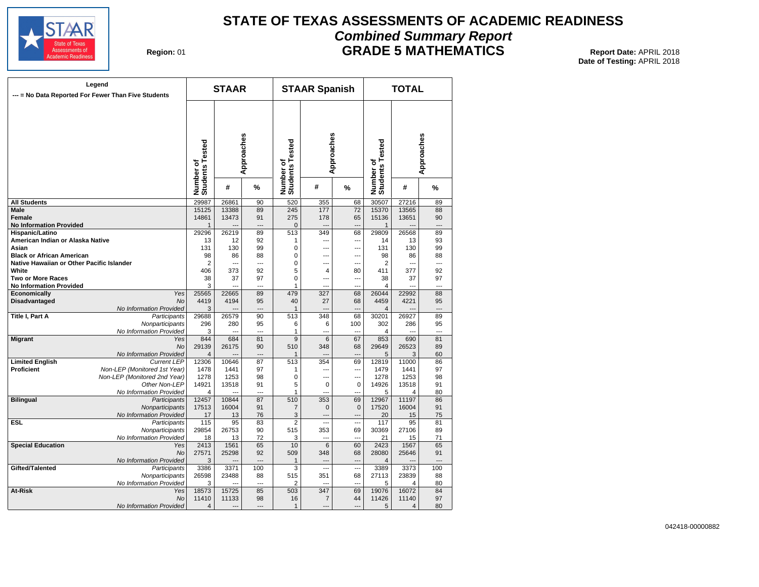# STATE OF TEXAS ASSESSMENTS OF ACADEMIC READINESS

## *Combined Summary Report*

## GRADE 5 MATHEMATICS

**Region:** 01

**Report Date:** APRIL 2018
**Date of Testing:** APRIL 2018

| Legend<br>--- = No Data Reported For Fewer Than Five Students | | STAAR | | | STAAR Spanish | | | TOTAL | | |
|---|---|---|---|---|---|---|---|---|---|---|
| | | Number of Students Tested | Approaches | | Number of Students Tested | Approaches | | Number of Students Tested | Approaches | |
| | | | # | % | | # | % | | # | % |
| **All Students** | | 29987 | 26861 | 90 | 520 | 355 | 68 | 30507 | 27216 | 89 |
| **Male** | | 15125 | 13388 | 89 | 245 | 177 | 72 | 15370 | 13565 | 88 |
| **Female** | | 14861 | 13473 | 91 | 275 | 178 | 65 | 15136 | 13651 | 90 |
| **No Information Provided** | | 1 | --- | --- | 0 | --- | --- | 1 | --- | --- |
| **Hispanic/Latino** | | 29296 | 26219 | 89 | 513 | 349 | 68 | 29809 | 26568 | 89 |
| **American Indian or Alaska Native** | | 13 | 12 | 92 | 1 | --- | --- | 14 | 13 | 93 |
| **Asian** | | 131 | 130 | 99 | 0 | --- | --- | 131 | 130 | 99 |
| **Black or African American** | | 98 | 86 | 88 | 0 | --- | --- | 98 | 86 | 88 |
| **Native Hawaiian or Other Pacific Islander** | | 2 | --- | --- | 0 | --- | --- | 2 | --- | --- |
| **White** | | 406 | 373 | 92 | 5 | 4 | 80 | 411 | 377 | 92 |
| **Two or More Races** | | 38 | 37 | 97 | 0 | --- | --- | 38 | 37 | 97 |
| **No Information Provided** | | 3 | --- | --- | 1 | --- | --- | 4 | --- | --- |
| **Economically Disadvantaged** | *Yes* | 25565 | 22665 | 89 | 479 | 327 | 68 | 26044 | 22992 | 88 |
| | *No* | 4419 | 4194 | 95 | 40 | 27 | 68 | 4459 | 4221 | 95 |
| | *No Information Provided* | 3 | --- | --- | 1 | --- | --- | 4 | --- | --- |
| **Title I, Part A** | *Participants* | 29688 | 26579 | 90 | 513 | 348 | 68 | 30201 | 26927 | 89 |
| | *Nonparticipants* | 296 | 280 | 95 | 6 | 6 | 100 | 302 | 286 | 95 |
| | *No Information Provided* | 3 | --- | --- | 1 | --- | --- | 4 | --- | --- |
| **Migrant** | *Yes* | 844 | 684 | 81 | 9 | 6 | 67 | 853 | 690 | 81 |
| | *No* | 29139 | 26175 | 90 | 510 | 348 | 68 | 29649 | 26523 | 89 |
| | *No Information Provided* | 4 | --- | --- | 1 | --- | --- | 5 | 3 | 60 |
| **Limited English Proficient** | *Current LEP* | 12306 | 10646 | 87 | 513 | 354 | 69 | 12819 | 11000 | 86 |
| | *Non-LEP (Monitored 1st Year)* | 1478 | 1441 | 97 | 1 | --- | --- | 1479 | 1441 | 97 |
| | *Non-LEP (Monitored 2nd Year)* | 1278 | 1253 | 98 | 0 | --- | --- | 1278 | 1253 | 98 |
| | *Other Non-LEP* | 14921 | 13518 | 91 | 5 | 0 | 0 | 14926 | 13518 | 91 |
| | *No Information Provided* | 4 | --- | --- | 1 | --- | --- | 5 | 4 | 80 |
| **Bilingual** | *Participants* | 12457 | 10844 | 87 | 510 | 353 | 69 | 12967 | 11197 | 86 |
| | *Nonparticipants* | 17513 | 16004 | 91 | 7 | 0 | 0 | 17520 | 16004 | 91 |
| | *No Information Provided* | 17 | 13 | 76 | 3 | --- | --- | 20 | 15 | 75 |
| **ESL** | *Participants* | 115 | 95 | 83 | 2 | --- | --- | 117 | 95 | 81 |
| | *Nonparticipants* | 29854 | 26753 | 90 | 515 | 353 | 69 | 30369 | 27106 | 89 |
| | *No Information Provided* | 18 | 13 | 72 | 3 | --- | --- | 21 | 15 | 71 |
| **Special Education** | *Yes* | 2413 | 1561 | 65 | 10 | 6 | 60 | 2423 | 1567 | 65 |
| | *No* | 27571 | 25298 | 92 | 509 | 348 | 68 | 28080 | 25646 | 91 |
| | *No Information Provided* | 3 | --- | --- | 1 | --- | --- | 4 | --- | --- |
| **Gifted/Talented** | *Participants* | 3386 | 3371 | 100 | 3 | --- | --- | 3389 | 3373 | 100 |
| | *Nonparticipants* | 26598 | 23488 | 88 | 515 | 351 | 68 | 27113 | 23839 | 88 |
| | *No Information Provided* | 3 | --- | --- | 2 | --- | --- | 5 | 4 | 80 |
| **At-Risk** | *Yes* | 18573 | 15725 | 85 | 503 | 347 | 69 | 19076 | 16072 | 84 |
| | *No* | 11410 | 11133 | 98 | 16 | 7 | 44 | 11426 | 11140 | 97 |
| | *No Information Provided* | 4 | --- | --- | 1 | --- | --- | 5 | 4 | 80 |

042418-00000882